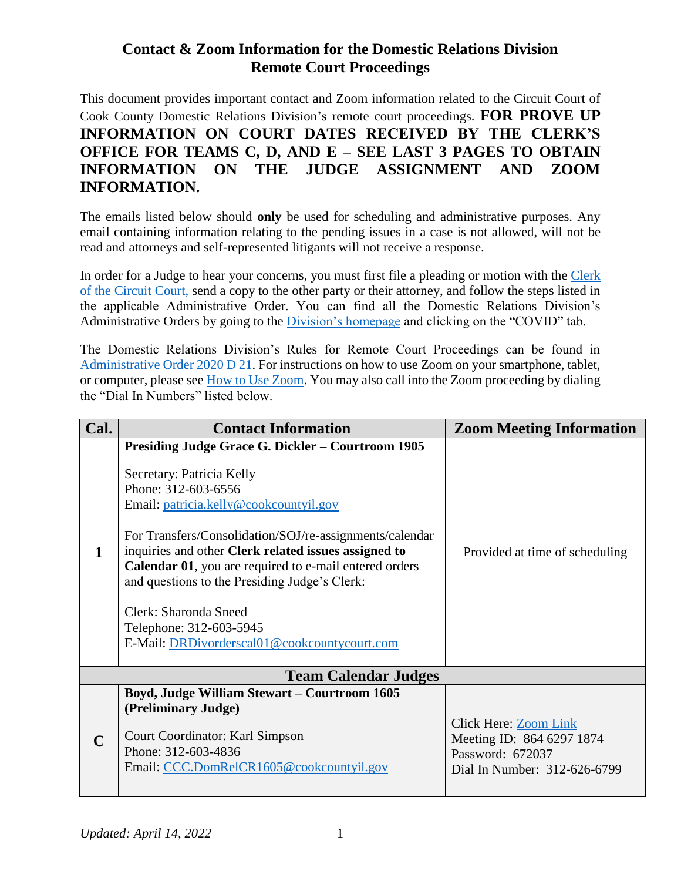# Contact & Zoom Information for the Domestic Relations Division Remote Court Proceedings

This document provides important contact and Zoom information related to the Circuit Court of Cook County Domestic Relations Division's remote court proceedings. **FOR PROVE UP INFORMATION ON COURT DATES RECEIVED BY THE CLERK'S OFFICE FOR TEAMS C, D, AND E – SEE LAST 3 PAGES TO OBTAIN INFORMATION ON THE JUDGE ASSIGNMENT AND ZOOM INFORMATION.**

The emails listed below should **only** be used for scheduling and administrative purposes. Any email containing information relating to the pending issues in a case is not allowed, will not be read and attorneys and self-represented litigants will not receive a response.

In order for a Judge to hear your concerns, you must first file a pleading or motion with the Clerk of the Circuit Court, send a copy to the other party or their attorney, and follow the steps listed in the applicable Administrative Order. You can find all the Domestic Relations Division's Administrative Orders by going to the Division's homepage and clicking on the "COVID" tab.

The Domestic Relations Division's Rules for Remote Court Proceedings can be found in Administrative Order 2020 D 21. For instructions on how to use Zoom on your smartphone, tablet, or computer, please see How to Use Zoom. You may also call into the Zoom proceeding by dialing the "Dial In Numbers" listed below.

| Cal. | Contact Information | Zoom Meeting Information |
|---|---|---|
| **1** | **Presiding Judge Grace G. Dickler – Courtroom 1905**<br><br>Secretary: Patricia Kelly<br>Phone: 312-603-6556<br>Email: patricia.kelly@cookcountyil.gov<br><br>For Transfers/Consolidation/SOJ/re-assignments/calendar inquiries and other **Clerk related issues assigned to Calendar 01**, you are required to e-mail entered orders and questions to the Presiding Judge's Clerk:<br><br>Clerk: Sharonda Sneed<br>Telephone: 312-603-5945<br>E-Mail: DRDivorderscal01@cookcountycourt.com | Provided at time of scheduling |
| **Team Calendar Judges** | | |
| **C** | **Boyd, Judge William Stewart – Courtroom 1605 (Preliminary Judge)**<br><br>Court Coordinator: Karl Simpson<br>Phone: 312-603-4836<br>Email: CCC.DomRelCR1605@cookcountyil.gov | Click Here: Zoom Link<br>Meeting ID: 864 6297 1874<br>Password: 672037<br>Dial In Number: 312-626-6799 |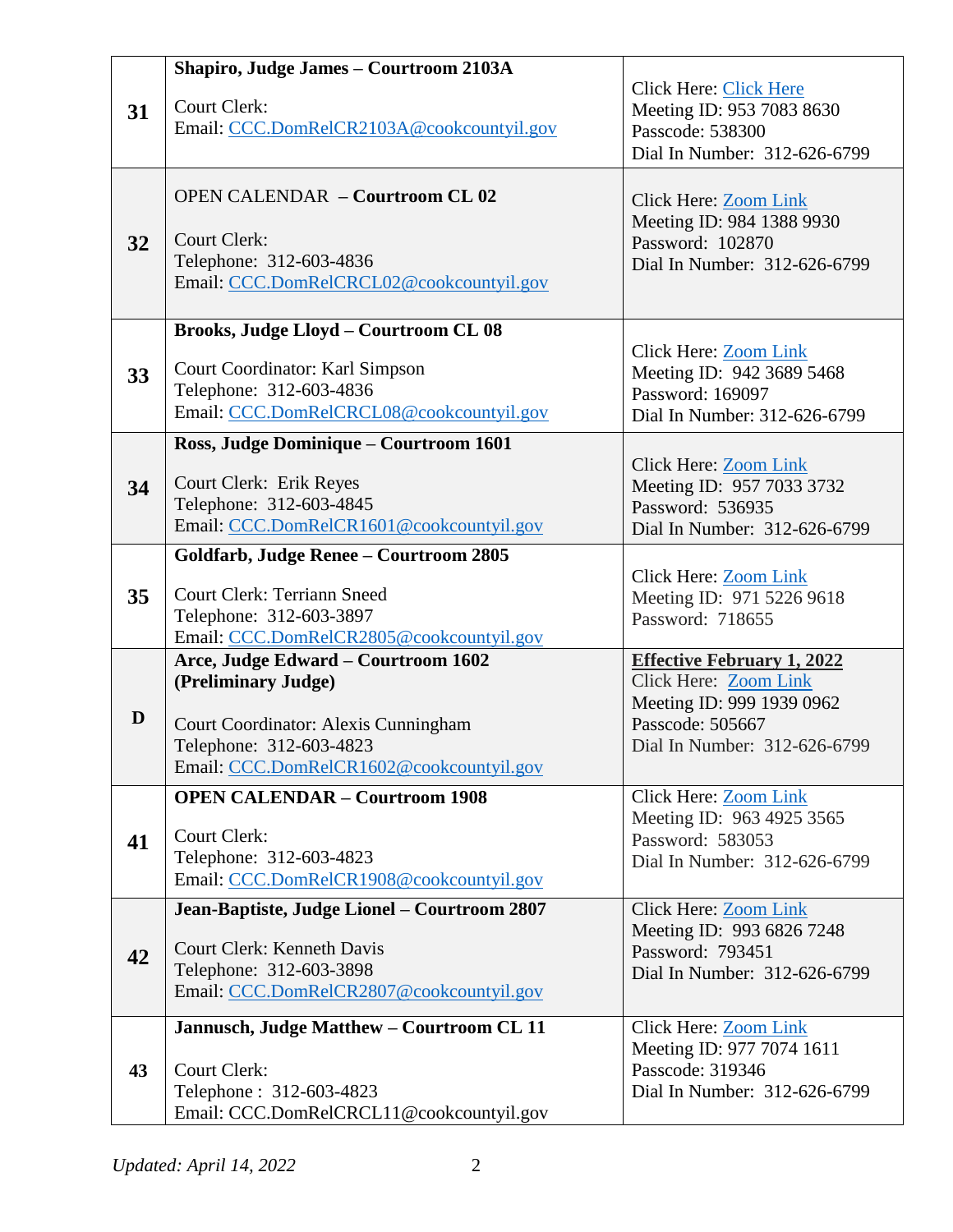| | | |
|---|---|---|
| **31** | **Shapiro, Judge James – Courtroom 2103A**<br><br>Court Clerk:<br>Email: CCC.DomRelCR2103A@cookcountyil.gov | Click Here: Click Here<br>Meeting ID: 953 7083 8630<br>Passcode: 538300<br>Dial In Number: 312-626-6799 |
| **32** | OPEN CALENDAR **– Courtroom CL 02**<br><br>Court Clerk:<br>Telephone: 312-603-4836<br>Email: CCC.DomRelCRCL02@cookcountyil.gov | Click Here: Zoom Link<br>Meeting ID: 984 1388 9930<br>Password: 102870<br>Dial In Number: 312-626-6799 |
| **33** | **Brooks, Judge Lloyd – Courtroom CL 08**<br><br>Court Coordinator: Karl Simpson<br>Telephone: 312-603-4836<br>Email: CCC.DomRelCRCL08@cookcountyil.gov | Click Here: Zoom Link<br>Meeting ID: 942 3689 5468<br>Password: 169097<br>Dial In Number: 312-626-6799 |
| **34** | **Ross, Judge Dominique – Courtroom 1601**<br><br>Court Clerk: Erik Reyes<br>Telephone: 312-603-4845<br>Email: CCC.DomRelCR1601@cookcountyil.gov | Click Here: Zoom Link<br>Meeting ID: 957 7033 3732<br>Password: 536935<br>Dial In Number: 312-626-6799 |
| **35** | **Goldfarb, Judge Renee – Courtroom 2805**<br><br>Court Clerk: Terriann Sneed<br>Telephone: 312-603-3897<br>Email: CCC.DomRelCR2805@cookcountyil.gov | Click Here: Zoom Link<br>Meeting ID: 971 5226 9618<br>Password: 718655 |
| **D** | **Arce, Judge Edward – Courtroom 1602 (Preliminary Judge)**<br><br>Court Coordinator: Alexis Cunningham<br>Telephone: 312-603-4823<br>Email: CCC.DomRelCR1602@cookcountyil.gov | **Effective February 1, 2022**<br>Click Here: Zoom Link<br>Meeting ID: 999 1939 0962<br>Passcode: 505667<br>Dial In Number: 312-626-6799 |
| **41** | **OPEN CALENDAR – Courtroom 1908**<br><br>Court Clerk:<br>Telephone: 312-603-4823<br>Email: CCC.DomRelCR1908@cookcountyil.gov | Click Here: Zoom Link<br>Meeting ID: 963 4925 3565<br>Password: 583053<br>Dial In Number: 312-626-6799 |
| **42** | **Jean-Baptiste, Judge Lionel – Courtroom 2807**<br><br>Court Clerk: Kenneth Davis<br>Telephone: 312-603-3898<br>Email: CCC.DomRelCR2807@cookcountyil.gov | Click Here: Zoom Link<br>Meeting ID: 993 6826 7248<br>Password: 793451<br>Dial In Number: 312-626-6799 |
| **43** | **Jannusch, Judge Matthew – Courtroom CL 11**<br><br>Court Clerk:<br>Telephone : 312-603-4823<br>Email: CCC.DomRelCRCL11@cookcountyil.gov | Click Here: Zoom Link<br>Meeting ID: 977 7074 1611<br>Passcode: 319346<br>Dial In Number: 312-626-6799 |

*Updated: April 14, 2022*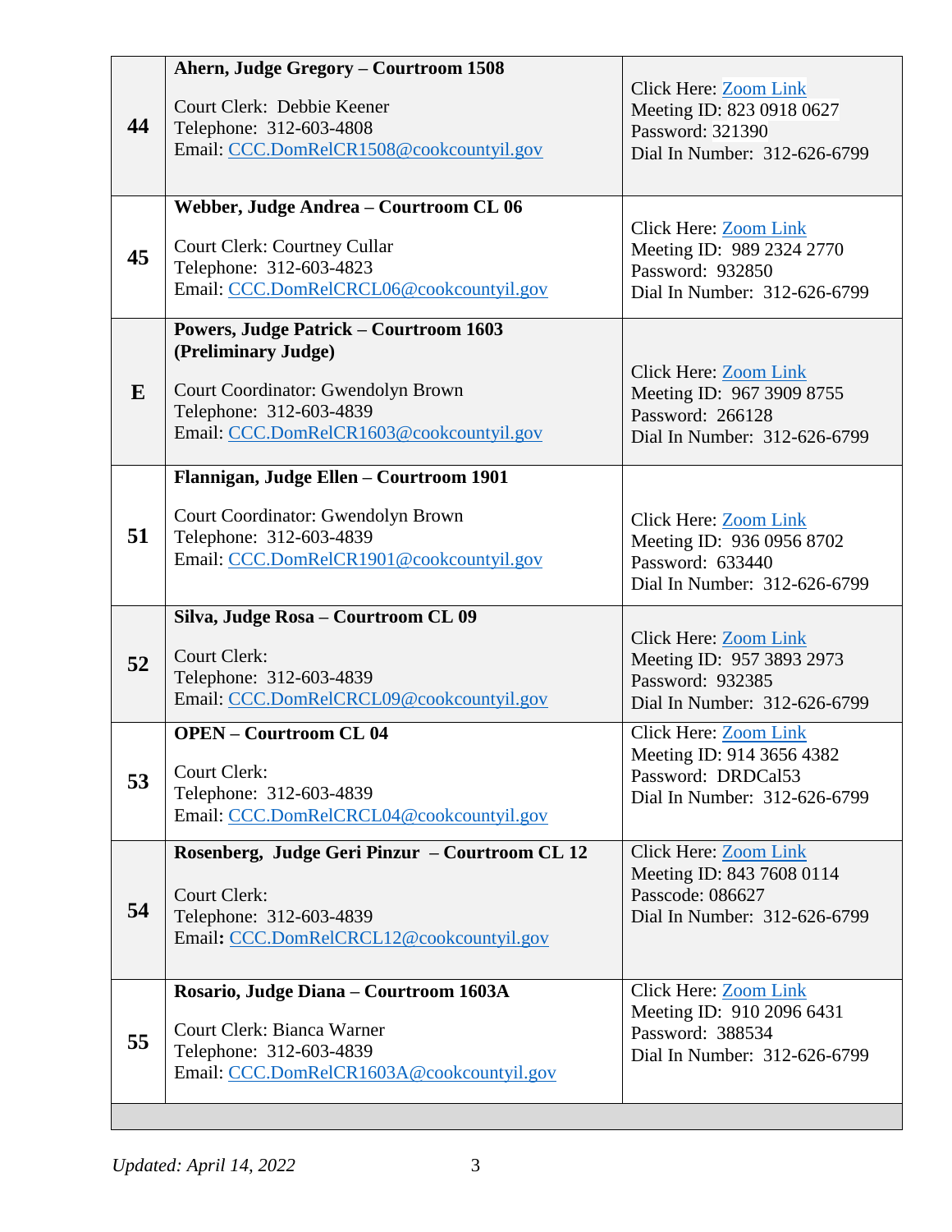| | | |
|---|---|---|
| **44** | **Ahern, Judge Gregory – Courtroom 1508**<br><br>Court Clerk: Debbie Keener<br>Telephone: 312-603-4808<br>Email: CCC.DomRelCR1508@cookcountyil.gov | Click Here: Zoom Link<br>Meeting ID: 823 0918 0627<br>Password: 321390<br>Dial In Number: 312-626-6799 |
| **45** | **Webber, Judge Andrea – Courtroom CL 06**<br><br>Court Clerk: Courtney Cullar<br>Telephone: 312-603-4823<br>Email: CCC.DomRelCRCL06@cookcountyil.gov | Click Here: Zoom Link<br>Meeting ID: 989 2324 2770<br>Password: 932850<br>Dial In Number: 312-626-6799 |
| **E** | **Powers, Judge Patrick – Courtroom 1603 (Preliminary Judge)**<br><br>Court Coordinator: Gwendolyn Brown<br>Telephone: 312-603-4839<br>Email: CCC.DomRelCR1603@cookcountyil.gov | Click Here: Zoom Link<br>Meeting ID: 967 3909 8755<br>Password: 266128<br>Dial In Number: 312-626-6799 |
| **51** | **Flannigan, Judge Ellen – Courtroom 1901**<br><br>Court Coordinator: Gwendolyn Brown<br>Telephone: 312-603-4839<br>Email: CCC.DomRelCR1901@cookcountyil.gov | Click Here: Zoom Link<br>Meeting ID: 936 0956 8702<br>Password: 633440<br>Dial In Number: 312-626-6799 |
| **52** | **Silva, Judge Rosa – Courtroom CL 09**<br><br>Court Clerk:<br>Telephone: 312-603-4839<br>Email: CCC.DomRelCRCL09@cookcountyil.gov | Click Here: Zoom Link<br>Meeting ID: 957 3893 2973<br>Password: 932385<br>Dial In Number: 312-626-6799 |
| **53** | **OPEN – Courtroom CL 04**<br><br>Court Clerk:<br>Telephone: 312-603-4839<br>Email: CCC.DomRelCRCL04@cookcountyil.gov | Click Here: Zoom Link<br>Meeting ID: 914 3656 4382<br>Password: DRDCal53<br>Dial In Number: 312-626-6799 |
| **54** | **Rosenberg, Judge Geri Pinzur – Courtroom CL 12**<br><br>Court Clerk:<br>Telephone: 312-603-4839<br>Email: CCC.DomRelCRCL12@cookcountyil.gov | Click Here: Zoom Link<br>Meeting ID: 843 7608 0114<br>Passcode: 086627<br>Dial In Number: 312-626-6799 |
| **55** | **Rosario, Judge Diana – Courtroom 1603A**<br><br>Court Clerk: Bianca Warner<br>Telephone: 312-603-4839<br>Email: CCC.DomRelCR1603A@cookcountyil.gov | Click Here: Zoom Link<br>Meeting ID: 910 2096 6431<br>Password: 388534<br>Dial In Number: 312-626-6799 |

*Updated: April 14, 2022*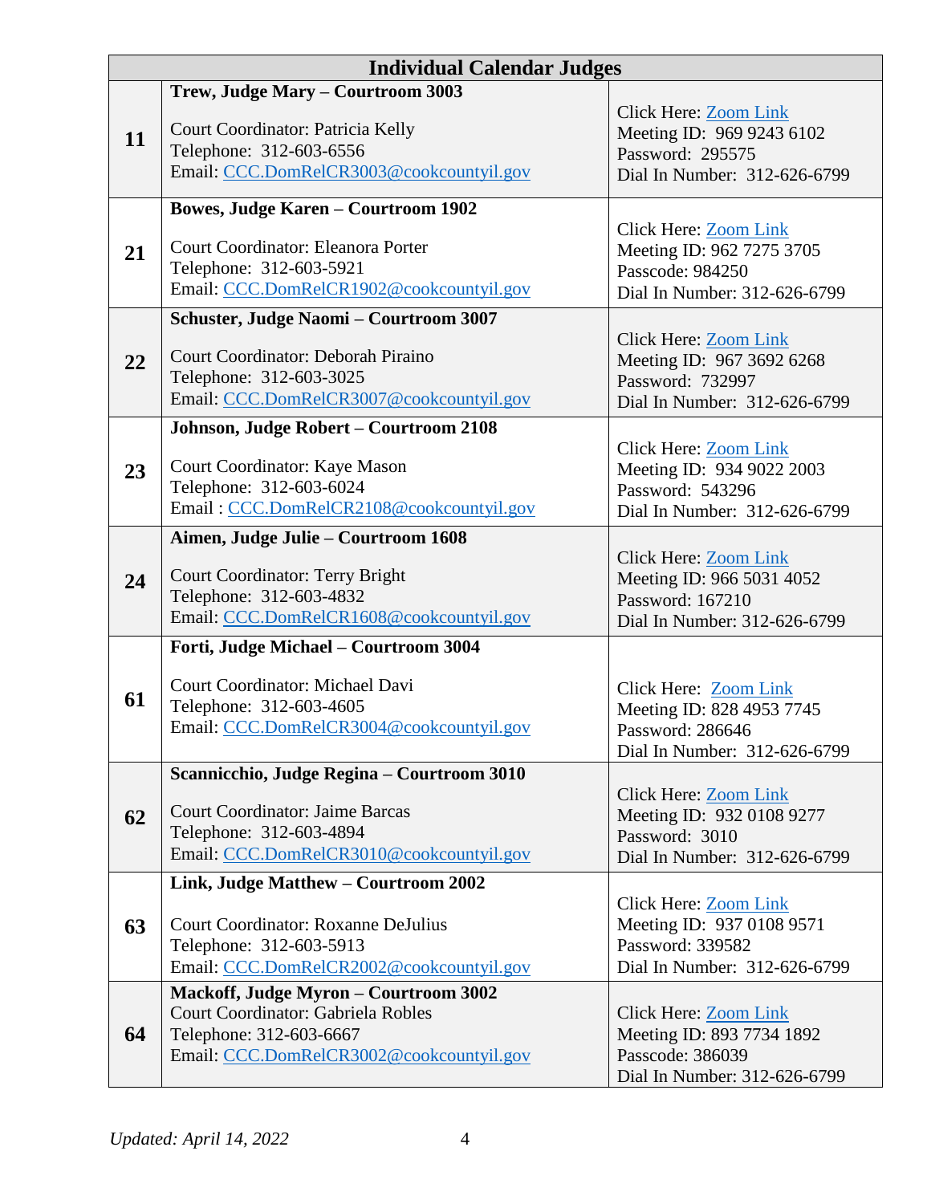| Individual Calendar Judges | | |
|---|---|---|
| **11** | **Trew, Judge Mary – Courtroom 3003**<br><br>Court Coordinator: Patricia Kelly<br>Telephone: 312-603-6556<br>Email: CCC.DomRelCR3003@cookcountyil.gov | Click Here: Zoom Link<br>Meeting ID: 969 9243 6102<br>Password: 295575<br>Dial In Number: 312-626-6799 |
| **21** | **Bowes, Judge Karen – Courtroom 1902**<br><br>Court Coordinator: Eleanora Porter<br>Telephone: 312-603-5921<br>Email: CCC.DomRelCR1902@cookcountyil.gov | Click Here: Zoom Link<br>Meeting ID: 962 7275 3705<br>Passcode: 984250<br>Dial In Number: 312-626-6799 |
| **22** | **Schuster, Judge Naomi – Courtroom 3007**<br><br>Court Coordinator: Deborah Piraino<br>Telephone: 312-603-3025<br>Email: CCC.DomRelCR3007@cookcountyil.gov | Click Here: Zoom Link<br>Meeting ID: 967 3692 6268<br>Password: 732997<br>Dial In Number: 312-626-6799 |
| **23** | **Johnson, Judge Robert – Courtroom 2108**<br><br>Court Coordinator: Kaye Mason<br>Telephone: 312-603-6024<br>Email : CCC.DomRelCR2108@cookcountyil.gov | Click Here: Zoom Link<br>Meeting ID: 934 9022 2003<br>Password: 543296<br>Dial In Number: 312-626-6799 |
| **24** | **Aimen, Judge Julie – Courtroom 1608**<br><br>Court Coordinator: Terry Bright<br>Telephone: 312-603-4832<br>Email: CCC.DomRelCR1608@cookcountyil.gov | Click Here: Zoom Link<br>Meeting ID: 966 5031 4052<br>Password: 167210<br>Dial In Number: 312-626-6799 |
| **61** | **Forti, Judge Michael – Courtroom 3004**<br><br>Court Coordinator: Michael Davi<br>Telephone: 312-603-4605<br>Email: CCC.DomRelCR3004@cookcountyil.gov | Click Here: Zoom Link<br>Meeting ID: 828 4953 7745<br>Password: 286646<br>Dial In Number: 312-626-6799 |
| **62** | **Scannicchio, Judge Regina – Courtroom 3010**<br><br>Court Coordinator: Jaime Barcas<br>Telephone: 312-603-4894<br>Email: CCC.DomRelCR3010@cookcountyil.gov | Click Here: Zoom Link<br>Meeting ID: 932 0108 9277<br>Password: 3010<br>Dial In Number: 312-626-6799 |
| **63** | **Link, Judge Matthew – Courtroom 2002**<br><br>Court Coordinator: Roxanne DeJulius<br>Telephone: 312-603-5913<br>Email: CCC.DomRelCR2002@cookcountyil.gov | Click Here: Zoom Link<br>Meeting ID: 937 0108 9571<br>Password: 339582<br>Dial In Number: 312-626-6799 |
| **64** | **Mackoff, Judge Myron – Courtroom 3002**<br>Court Coordinator: Gabriela Robles<br>Telephone: 312-603-6667<br>Email: CCC.DomRelCR3002@cookcountyil.gov | Click Here: Zoom Link<br>Meeting ID: 893 7734 1892<br>Passcode: 386039<br>Dial In Number: 312-626-6799 |

*Updated: April 14, 2022*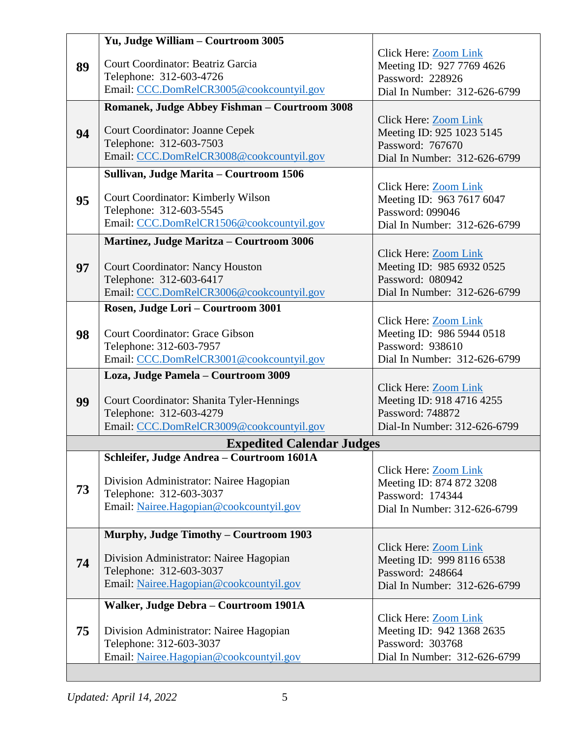| | | |
|---|---|---|
| 89 | **Yu, Judge William – Courtroom 3005**<br><br>Court Coordinator: Beatriz Garcia<br>Telephone: 312-603-4726<br>Email: CCC.DomRelCR3005@cookcountyil.gov | Click Here: Zoom Link<br>Meeting ID: 927 7769 4626<br>Password: 228926<br>Dial In Number: 312-626-6799 |
| 94 | **Romanek, Judge Abbey Fishman – Courtroom 3008**<br><br>Court Coordinator: Joanne Cepek<br>Telephone: 312-603-7503<br>Email: CCC.DomRelCR3008@cookcountyil.gov | Click Here: Zoom Link<br>Meeting ID: 925 1023 5145<br>Password: 767670<br>Dial In Number: 312-626-6799 |
| 95 | **Sullivan, Judge Marita – Courtroom 1506**<br><br>Court Coordinator: Kimberly Wilson<br>Telephone: 312-603-5545<br>Email: CCC.DomRelCR1506@cookcountyil.gov | Click Here: Zoom Link<br>Meeting ID: 963 7617 6047<br>Password: 099046<br>Dial In Number: 312-626-6799 |
| 97 | **Martinez, Judge Maritza – Courtroom 3006**<br><br>Court Coordinator: Nancy Houston<br>Telephone: 312-603-6417<br>Email: CCC.DomRelCR3006@cookcountyil.gov | Click Here: Zoom Link<br>Meeting ID: 985 6932 0525<br>Password: 080942<br>Dial In Number: 312-626-6799 |
| 98 | **Rosen, Judge Lori – Courtroom 3001**<br><br>Court Coordinator: Grace Gibson<br>Telephone: 312-603-7957<br>Email: CCC.DomRelCR3001@cookcountyil.gov | Click Here: Zoom Link<br>Meeting ID: 986 5944 0518<br>Password: 938610<br>Dial In Number: 312-626-6799 |
| 99 | **Loza, Judge Pamela – Courtroom 3009**<br><br>Court Coordinator: Shanita Tyler-Hennings<br>Telephone: 312-603-4279<br>Email: CCC.DomRelCR3009@cookcountyil.gov | Click Here: Zoom Link<br>Meeting ID: 918 4716 4255<br>Password: 748872<br>Dial-In Number: 312-626-6799 |
| **Expedited Calendar Judges** | | |
| 73 | **Schleifer, Judge Andrea – Courtroom 1601A**<br><br>Division Administrator: Nairee Hagopian<br>Telephone: 312-603-3037<br>Email: Nairee.Hagopian@cookcountyil.gov | Click Here: Zoom Link<br>Meeting ID: 874 872 3208<br>Password: 174344<br>Dial In Number: 312-626-6799 |
| 74 | **Murphy, Judge Timothy – Courtroom 1903**<br><br>Division Administrator: Nairee Hagopian<br>Telephone: 312-603-3037<br>Email: Nairee.Hagopian@cookcountyil.gov | Click Here: Zoom Link<br>Meeting ID: 999 8116 6538<br>Password: 248664<br>Dial In Number: 312-626-6799 |
| 75 | **Walker, Judge Debra – Courtroom 1901A**<br><br>Division Administrator: Nairee Hagopian<br>Telephone: 312-603-3037<br>Email: Nairee.Hagopian@cookcountyil.gov | Click Here: Zoom Link<br>Meeting ID: 942 1368 2635<br>Password: 303768<br>Dial In Number: 312-626-6799 |

*Updated: April 14, 2022*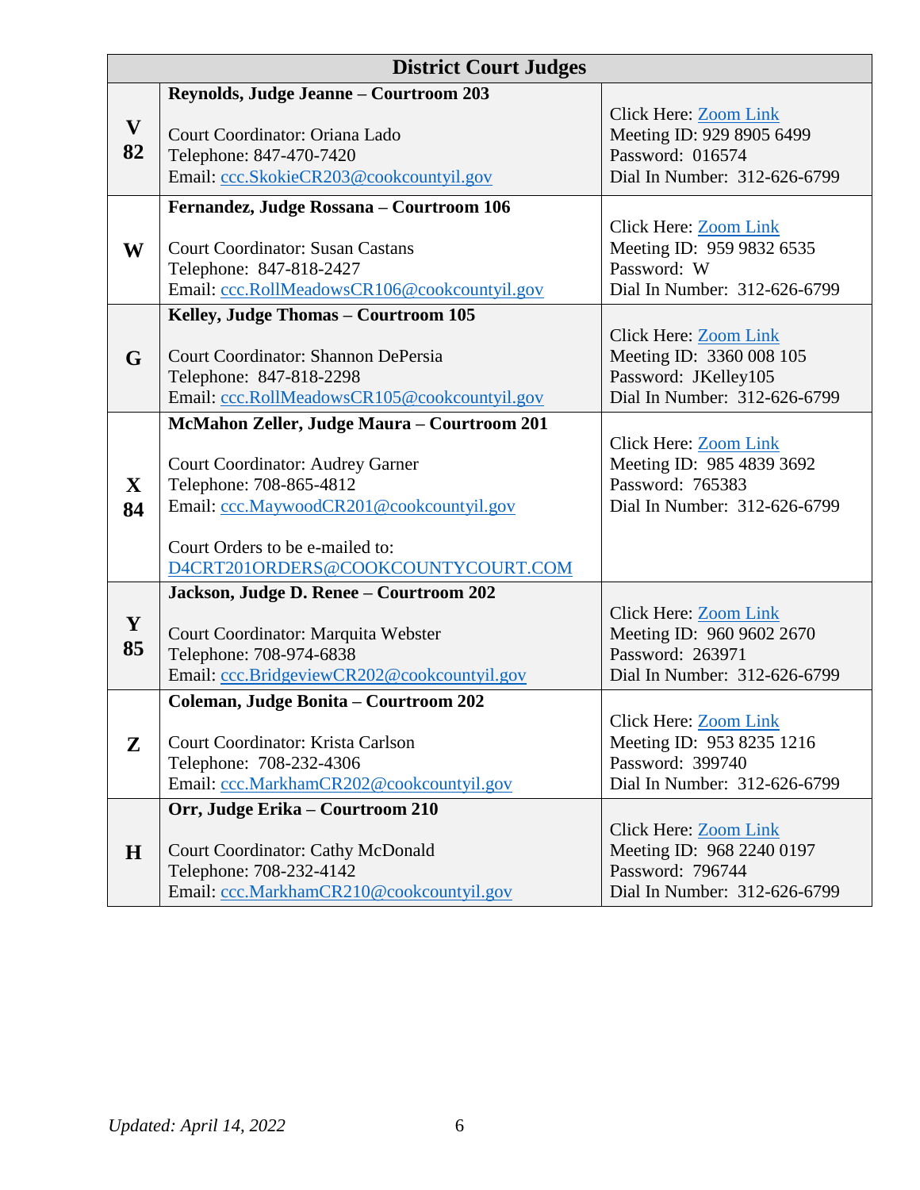| District Court Judges | | |
|---|---|---|
| V 82 | **Reynolds, Judge Jeanne – Courtroom 203**<br><br>Court Coordinator: Oriana Lado<br>Telephone: 847-470-7420<br>Email: ccc.SkokieCR203@cookcountyil.gov | Click Here: Zoom Link<br>Meeting ID: 929 8905 6499<br>Password: 016574<br>Dial In Number: 312-626-6799 |
| W | **Fernandez, Judge Rossana – Courtroom 106**<br><br>Court Coordinator: Susan Castans<br>Telephone: 847-818-2427<br>Email: ccc.RollMeadowsCR106@cookcountyil.gov | Click Here: Zoom Link<br>Meeting ID: 959 9832 6535<br>Password: W<br>Dial In Number: 312-626-6799 |
| G | **Kelley, Judge Thomas – Courtroom 105**<br><br>Court Coordinator: Shannon DePersia<br>Telephone: 847-818-2298<br>Email: ccc.RollMeadowsCR105@cookcountyil.gov | Click Here: Zoom Link<br>Meeting ID: 3360 008 105<br>Password: JKelley105<br>Dial In Number: 312-626-6799 |
| X 84 | **McMahon Zeller, Judge Maura – Courtroom 201**<br><br>Court Coordinator: Audrey Garner<br>Telephone: 708-865-4812<br>Email: ccc.MaywoodCR201@cookcountyil.gov<br><br>Court Orders to be e-mailed to:<br>D4CRT201ORDERS@COOKCOUNTYCOURT.COM | Click Here: Zoom Link<br>Meeting ID: 985 4839 3692<br>Password: 765383<br>Dial In Number: 312-626-6799 |
| Y 85 | **Jackson, Judge D. Renee – Courtroom 202**<br><br>Court Coordinator: Marquita Webster<br>Telephone: 708-974-6838<br>Email: ccc.BridgeviewCR202@cookcountyil.gov | Click Here: Zoom Link<br>Meeting ID: 960 9602 2670<br>Password: 263971<br>Dial In Number: 312-626-6799 |
| Z | **Coleman, Judge Bonita – Courtroom 202**<br><br>Court Coordinator: Krista Carlson<br>Telephone: 708-232-4306<br>Email: ccc.MarkhamCR202@cookcountyil.gov | Click Here: Zoom Link<br>Meeting ID: 953 8235 1216<br>Password: 399740<br>Dial In Number: 312-626-6799 |
| H | **Orr, Judge Erika – Courtroom 210**<br><br>Court Coordinator: Cathy McDonald<br>Telephone: 708-232-4142<br>Email: ccc.MarkhamCR210@cookcountyil.gov | Click Here: Zoom Link<br>Meeting ID: 968 2240 0197<br>Password: 796744<br>Dial In Number: 312-626-6799 |

*Updated: April 14, 2022*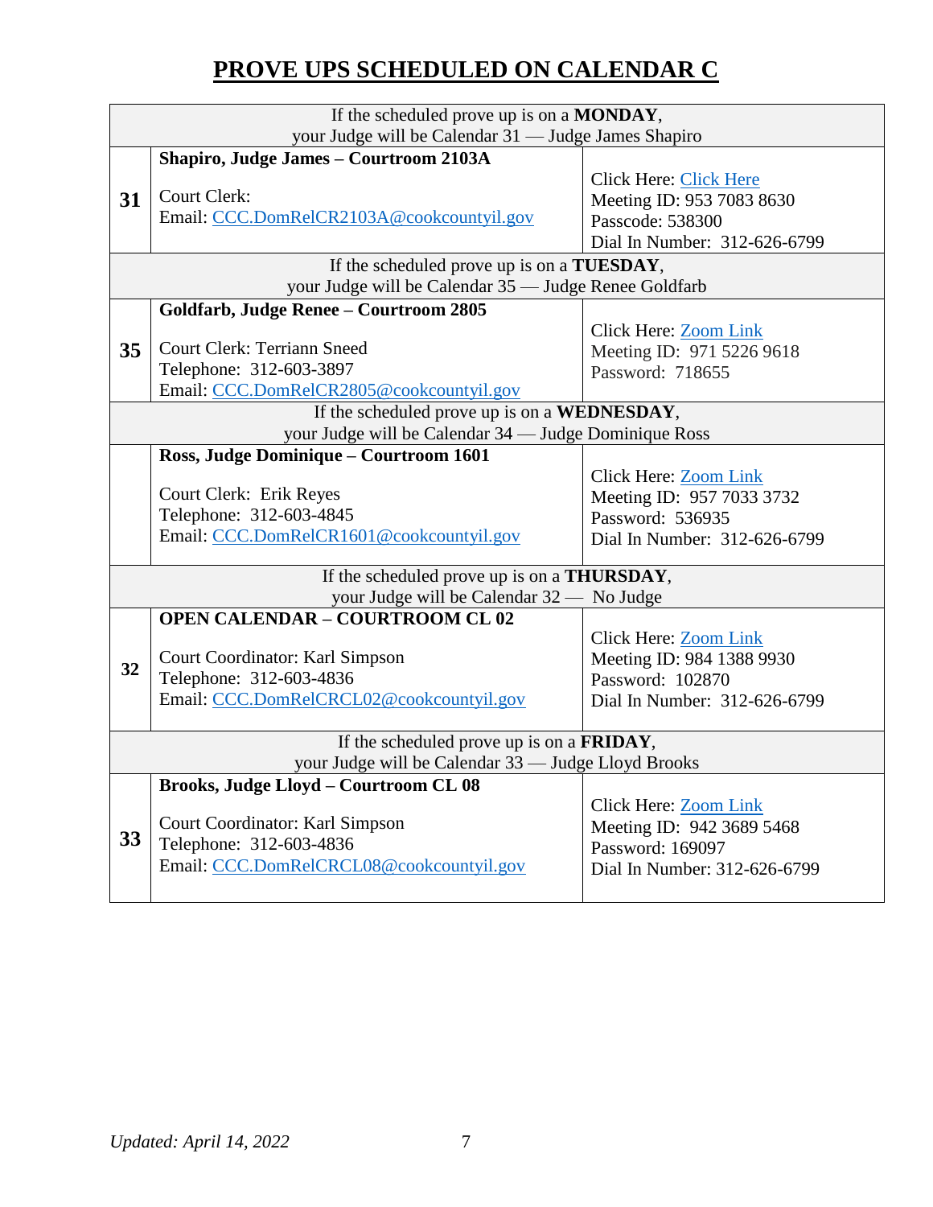# PROVE UPS SCHEDULED ON CALENDAR C

| If the scheduled prove up is on a **MONDAY**, your Judge will be Calendar 31 — Judge James Shapiro | | |
|---|---|---|
| **31** | **Shapiro, Judge James – Courtroom 2103A**<br><br>Court Clerk:<br>Email: CCC.DomRelCR2103A@cookcountyil.gov | Click Here: Click Here<br>Meeting ID: 953 7083 8630<br>Passcode: 538300<br>Dial In Number: 312-626-6799 |
| If the scheduled prove up is on a **TUESDAY**, your Judge will be Calendar 35 — Judge Renee Goldfarb | | |
| **35** | **Goldfarb, Judge Renee – Courtroom 2805**<br><br>Court Clerk: Terriann Sneed<br>Telephone: 312-603-3897<br>Email: CCC.DomRelCR2805@cookcountyil.gov | Click Here: Zoom Link<br>Meeting ID: 971 5226 9618<br>Password: 718655 |
| If the scheduled prove up is on a **WEDNESDAY**, your Judge will be Calendar 34 — Judge Dominique Ross | | |
| | **Ross, Judge Dominique – Courtroom 1601**<br><br>Court Clerk: Erik Reyes<br>Telephone: 312-603-4845<br>Email: CCC.DomRelCR1601@cookcountyil.gov | Click Here: Zoom Link<br>Meeting ID: 957 7033 3732<br>Password: 536935<br>Dial In Number: 312-626-6799 |
| If the scheduled prove up is on a **THURSDAY**, your Judge will be Calendar 32 — No Judge | | |
| **32** | **OPEN CALENDAR – COURTROOM CL 02**<br><br>Court Coordinator: Karl Simpson<br>Telephone: 312-603-4836<br>Email: CCC.DomRelCRCL02@cookcountyil.gov | Click Here: Zoom Link<br>Meeting ID: 984 1388 9930<br>Password: 102870<br>Dial In Number: 312-626-6799 |
| If the scheduled prove up is on a **FRIDAY**, your Judge will be Calendar 33 — Judge Lloyd Brooks | | |
| **33** | **Brooks, Judge Lloyd – Courtroom CL 08**<br><br>Court Coordinator: Karl Simpson<br>Telephone: 312-603-4836<br>Email: CCC.DomRelCRCL08@cookcountyil.gov | Click Here: Zoom Link<br>Meeting ID: 942 3689 5468<br>Password: 169097<br>Dial In Number: 312-626-6799 |

*Updated: April 14, 2022*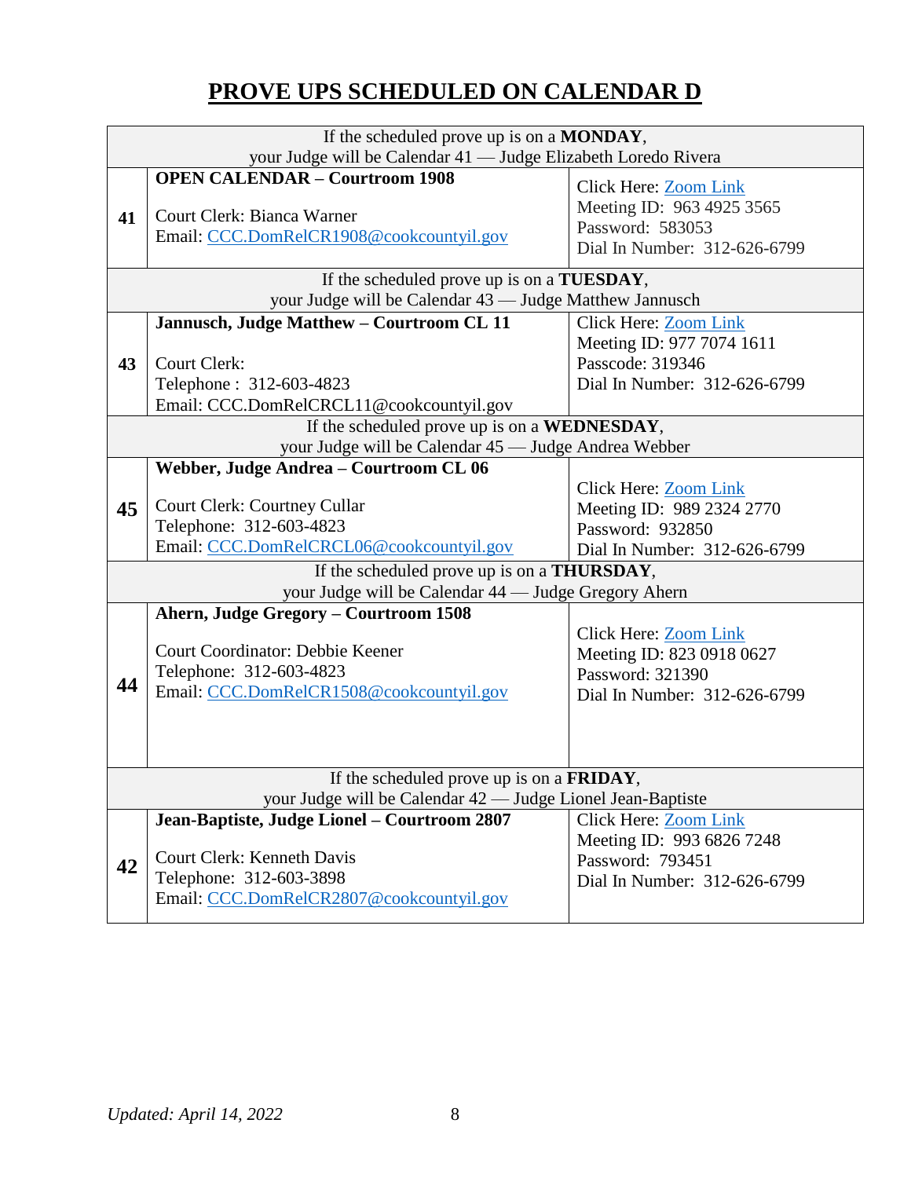# PROVE UPS SCHEDULED ON CALENDAR D

| | | |
|---|---|---|
| If the scheduled prove up is on a **MONDAY**, your Judge will be Calendar 41 — Judge Elizabeth Loredo Rivera | | |
| **41** | **OPEN CALENDAR – Courtroom 1908**<br><br>Court Clerk: Bianca Warner<br>Email: CCC.DomRelCR1908@cookcountyil.gov | Click Here: Zoom Link<br>Meeting ID: 963 4925 3565<br>Password: 583053<br>Dial In Number: 312-626-6799 |
| If the scheduled prove up is on a **TUESDAY**, your Judge will be Calendar 43 — Judge Matthew Jannusch | | |
| **43** | **Jannusch, Judge Matthew – Courtroom CL 11**<br><br>Court Clerk:<br>Telephone : 312-603-4823<br>Email: CCC.DomRelCRCL11@cookcountyil.gov | Click Here: Zoom Link<br>Meeting ID: 977 7074 1611<br>Passcode: 319346<br>Dial In Number: 312-626-6799 |
| If the scheduled prove up is on a **WEDNESDAY**, your Judge will be Calendar 45 — Judge Andrea Webber | | |
| **45** | **Webber, Judge Andrea – Courtroom CL 06**<br><br>Court Clerk: Courtney Cullar<br>Telephone: 312-603-4823<br>Email: CCC.DomRelCRCL06@cookcountyil.gov | Click Here: Zoom Link<br>Meeting ID: 989 2324 2770<br>Password: 932850<br>Dial In Number: 312-626-6799 |
| If the scheduled prove up is on a **THURSDAY**, your Judge will be Calendar 44 — Judge Gregory Ahern | | |
| **44** | **Ahern, Judge Gregory – Courtroom 1508**<br><br>Court Coordinator: Debbie Keener<br>Telephone: 312-603-4823<br>Email: CCC.DomRelCR1508@cookcountyil.gov | Click Here: Zoom Link<br>Meeting ID: 823 0918 0627<br>Password: 321390<br>Dial In Number: 312-626-6799 |
| If the scheduled prove up is on a **FRIDAY**, your Judge will be Calendar 42 — Judge Lionel Jean-Baptiste | | |
| **42** | **Jean-Baptiste, Judge Lionel – Courtroom 2807**<br><br>Court Clerk: Kenneth Davis<br>Telephone: 312-603-3898<br>Email: CCC.DomRelCR2807@cookcountyil.gov | Click Here: Zoom Link<br>Meeting ID: 993 6826 7248<br>Password: 793451<br>Dial In Number: 312-626-6799 |

*Updated: April 14, 2022*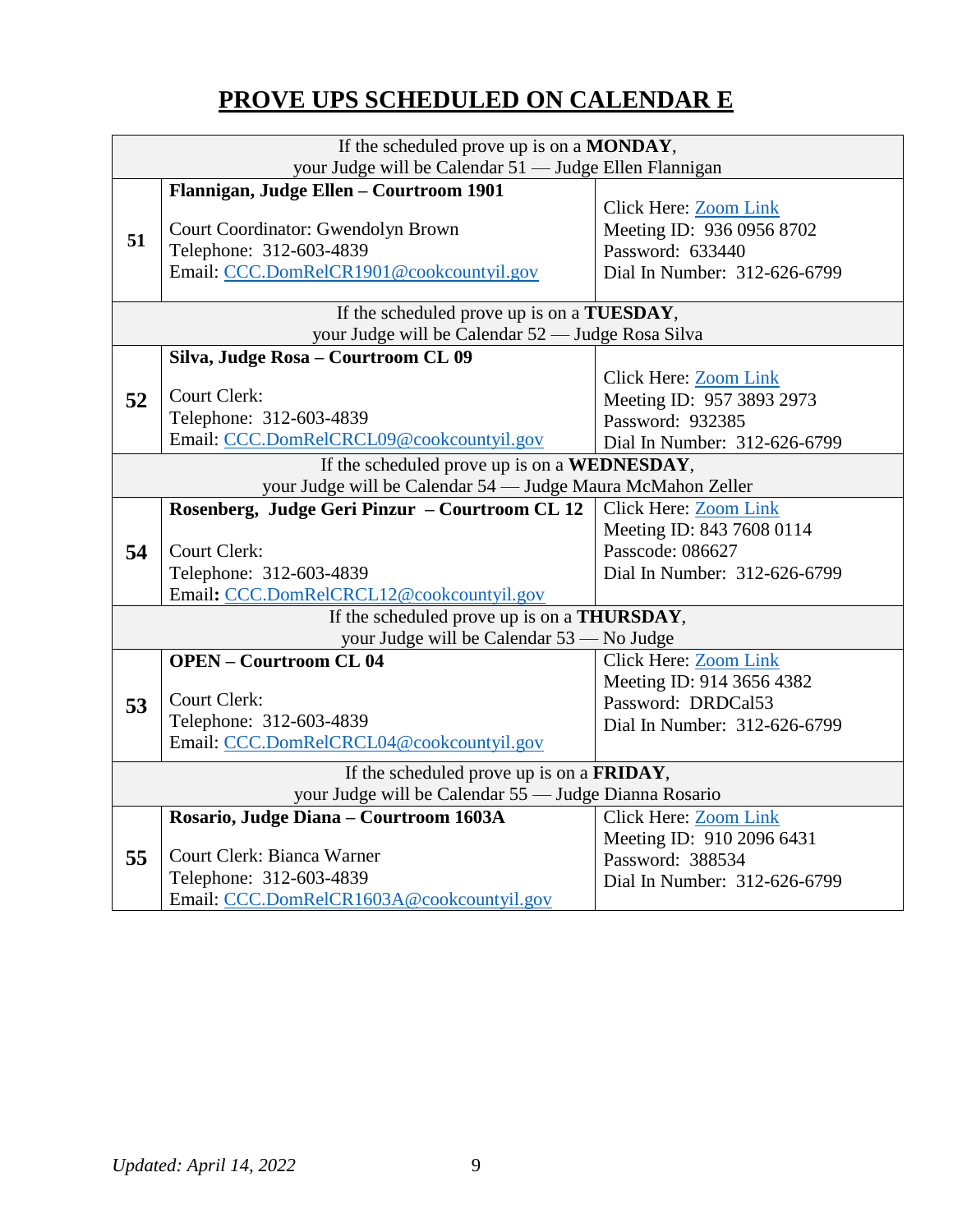# PROVE UPS SCHEDULED ON CALENDAR E

| | | |
|---|---|---|
| If the scheduled prove up is on a **MONDAY**, your Judge will be Calendar 51 — Judge Ellen Flannigan | | |
| **51** | **Flannigan, Judge Ellen – Courtroom 1901**<br><br>Court Coordinator: Gwendolyn Brown<br>Telephone: 312-603-4839<br>Email: CCC.DomRelCR1901@cookcountyil.gov | Click Here: Zoom Link<br>Meeting ID: 936 0956 8702<br>Password: 633440<br>Dial In Number: 312-626-6799 |
| If the scheduled prove up is on a **TUESDAY**, your Judge will be Calendar 52 — Judge Rosa Silva | | |
| **52** | **Silva, Judge Rosa – Courtroom CL 09**<br><br>Court Clerk:<br>Telephone: 312-603-4839<br>Email: CCC.DomRelCRCL09@cookcountyil.gov | Click Here: Zoom Link<br>Meeting ID: 957 3893 2973<br>Password: 932385<br>Dial In Number: 312-626-6799 |
| If the scheduled prove up is on a **WEDNESDAY**, your Judge will be Calendar 54 — Judge Maura McMahon Zeller | | |
| **54** | **Rosenberg, Judge Geri Pinzur – Courtroom CL 12**<br><br>Court Clerk:<br>Telephone: 312-603-4839<br>Email**:** CCC.DomRelCRCL12@cookcountyil.gov | Click Here: Zoom Link<br>Meeting ID: 843 7608 0114<br>Passcode: 086627<br>Dial In Number: 312-626-6799 |
| If the scheduled prove up is on a **THURSDAY**, your Judge will be Calendar 53 — No Judge | | |
| **53** | **OPEN – Courtroom CL 04**<br><br>Court Clerk:<br>Telephone: 312-603-4839<br>Email: CCC.DomRelCRCL04@cookcountyil.gov | Click Here: Zoom Link<br>Meeting ID: 914 3656 4382<br>Password: DRDCal53<br>Dial In Number: 312-626-6799 |
| If the scheduled prove up is on a **FRIDAY**, your Judge will be Calendar 55 — Judge Dianna Rosario | | |
| **55** | **Rosario, Judge Diana – Courtroom 1603A**<br><br>Court Clerk: Bianca Warner<br>Telephone: 312-603-4839<br>Email: CCC.DomRelCR1603A@cookcountyil.gov | Click Here: Zoom Link<br>Meeting ID: 910 2096 6431<br>Password: 388534<br>Dial In Number: 312-626-6799 |

*Updated: April 14, 2022*